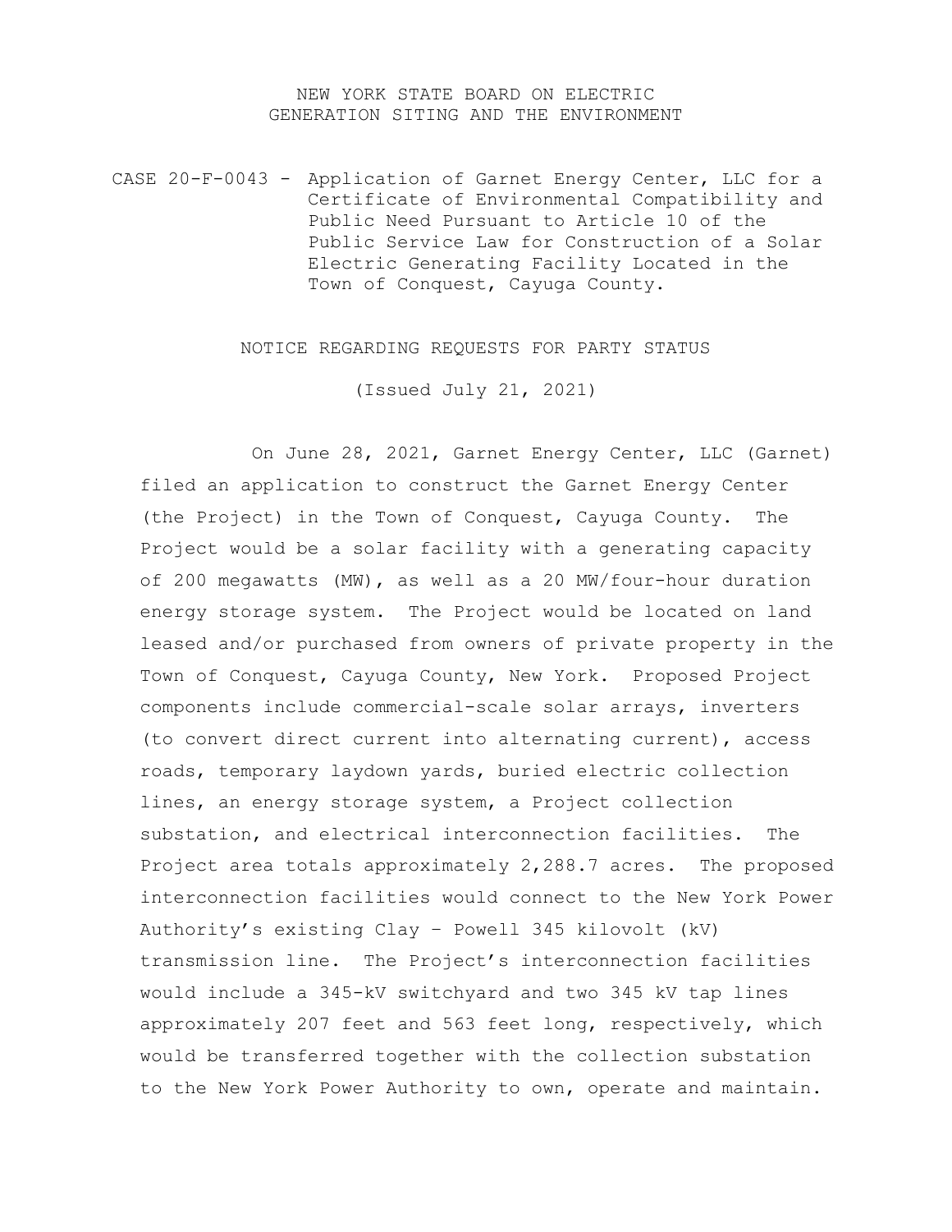NEW YORK STATE BOARD ON ELECTRIC GENERATION SITING AND THE ENVIRONMENT

CASE 20-F-0043 - Application of Garnet Energy Center, LLC for a Certificate of Environmental Compatibility and Public Need Pursuant to Article 10 of the Public Service Law for Construction of a Solar Electric Generating Facility Located in the Town of Conquest, Cayuga County.

NOTICE REGARDING REQUESTS FOR PARTY STATUS

(Issued July 21, 2021)

On June 28, 2021, Garnet Energy Center, LLC (Garnet) filed an application to construct the Garnet Energy Center (the Project) in the Town of Conquest, Cayuga County. The Project would be a solar facility with a generating capacity of 200 megawatts (MW), as well as a 20 MW/four-hour duration energy storage system. The Project would be located on land leased and/or purchased from owners of private property in the Town of Conquest, Cayuga County, New York. Proposed Project components include commercial-scale solar arrays, inverters (to convert direct current into alternating current), access roads, temporary laydown yards, buried electric collection lines, an energy storage system, a Project collection substation, and electrical interconnection facilities. The Project area totals approximately 2,288.7 acres. The proposed interconnection facilities would connect to the New York Power Authority's existing Clay – Powell 345 kilovolt (kV) transmission line. The Project's interconnection facilities would include a 345-kV switchyard and two 345 kV tap lines approximately 207 feet and 563 feet long, respectively, which would be transferred together with the collection substation to the New York Power Authority to own, operate and maintain.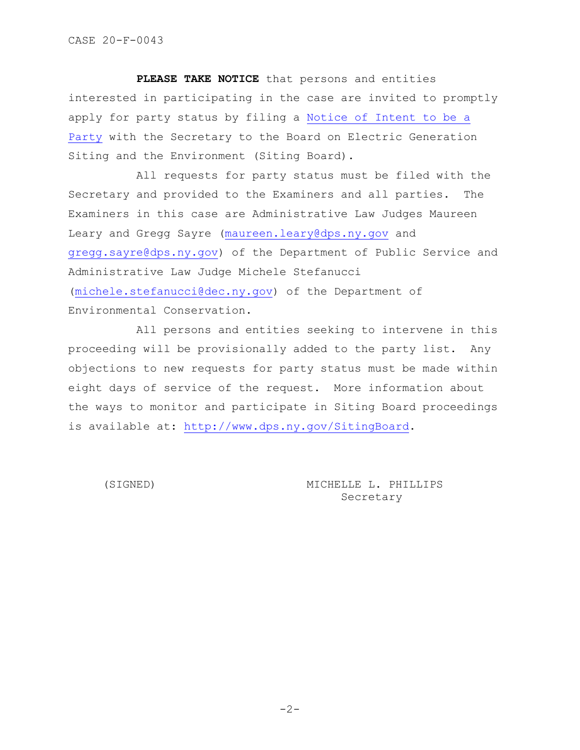**PLEASE TAKE NOTICE** that persons and entities interested in participating in the case are invited to promptly apply for party status by filing a [Notice of Intent to be a Party](#) with the Secretary to the Board on Electric Generation Siting and the Environment (Siting Board).

All requests for party status must be filed with the Secretary and provided to the Examiners and all parties. The Examiners in this case are Administrative Law Judges Maureen Leary and Gregg Sayre (maureen.leary@dps.ny.gov and gregg.sayre@dps.ny.gov) of the Department of Public Service and Administrative Law Judge Michele Stefanucci (michele.stefanucci@dec.ny.gov) of the Department of Environmental Conservation.

All persons and entities seeking to intervene in this proceeding will be provisionally added to the party list. Any objections to new requests for party status must be made within eight days of service of the request. More information about the ways to monitor and participate in Siting Board proceedings is available at: http://www.dps.ny.gov/SitingBoard.

(SIGNED) MICHELLE L. PHILLIPS
Secretary